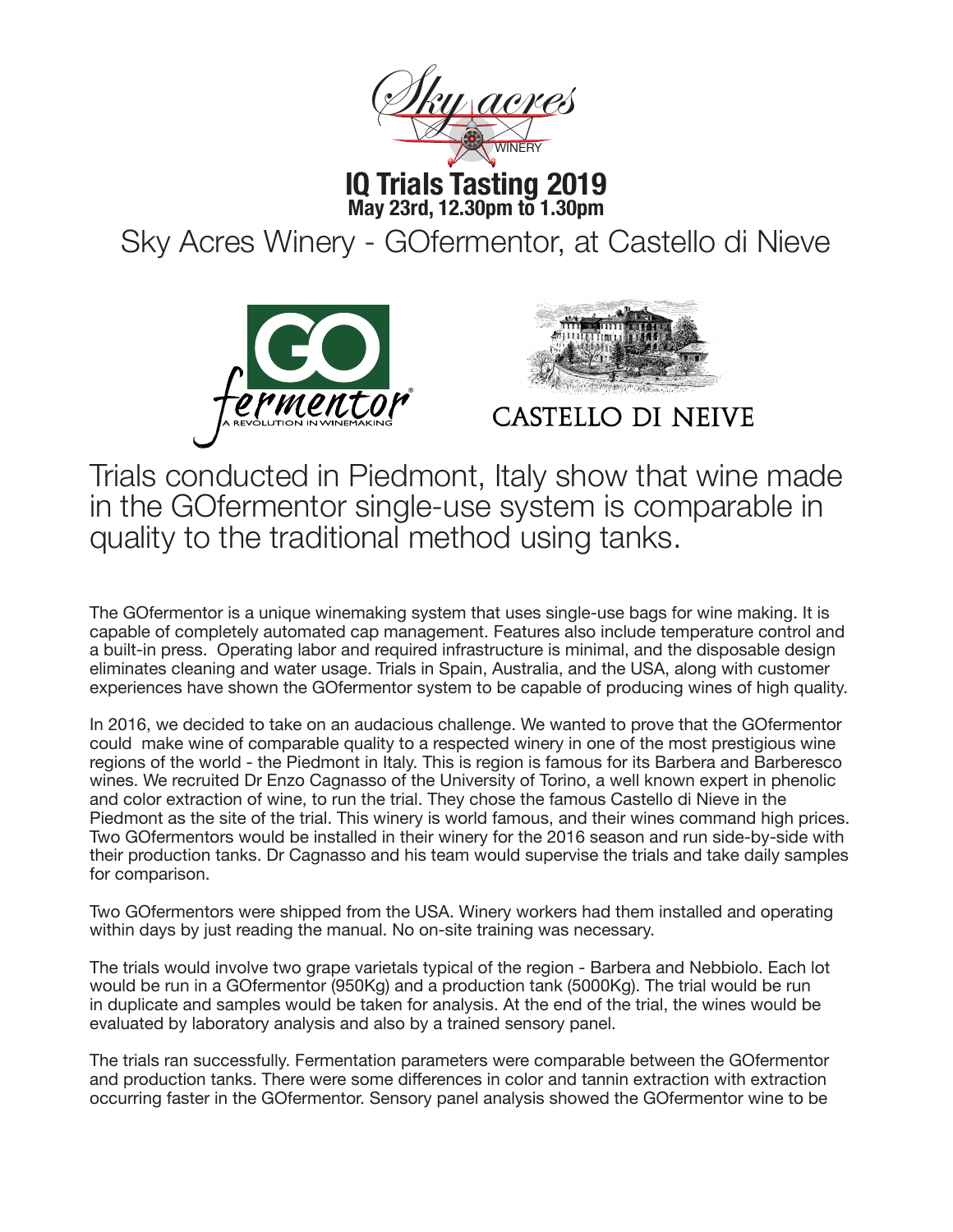# IQ Trials Tasting 2019

**May 23rd, 12.30pm to 1.30pm**

## Sky Acres Winery - GOfermentor, at Castello di Nieve

## Trials conducted in Piedmont, Italy show that wine made in the GOfermentor single-use system is comparable in quality to the traditional method using tanks.

The GOfermentor is a unique winemaking system that uses single-use bags for wine making. It is capable of completely automated cap management. Features also include temperature control and a built-in press. Operating labor and required infrastructure is minimal, and the disposable design eliminates cleaning and water usage. Trials in Spain, Australia, and the USA, along with customer experiences have shown the GOfermentor system to be capable of producing wines of high quality.

In 2016, we decided to take on an audacious challenge. We wanted to prove that the GOfermentor could make wine of comparable quality to a respected winery in one of the most prestigious wine regions of the world - the Piedmont in Italy. This is region is famous for its Barbera and Barberesco wines. We recruited Dr Enzo Cagnasso of the University of Torino, a well known expert in phenolic and color extraction of wine, to run the trial. They chose the famous Castello di Nieve in the Piedmont as the site of the trial. This winery is world famous, and their wines command high prices. Two GOfermentors would be installed in their winery for the 2016 season and run side-by-side with their production tanks. Dr Cagnasso and his team would supervise the trials and take daily samples for comparison.

Two GOfermentors were shipped from the USA. Winery workers had them installed and operating within days by just reading the manual. No on-site training was necessary.

The trials would involve two grape varietals typical of the region - Barbera and Nebbiolo. Each lot would be run in a GOfermentor (950Kg) and a production tank (5000Kg). The trial would be run in duplicate and samples would be taken for analysis. At the end of the trial, the wines would be evaluated by laboratory analysis and also by a trained sensory panel.

The trials ran successfully. Fermentation parameters were comparable between the GOfermentor and production tanks. There were some differences in color and tannin extraction with extraction occurring faster in the GOfermentor. Sensory panel analysis showed the GOfermentor wine to be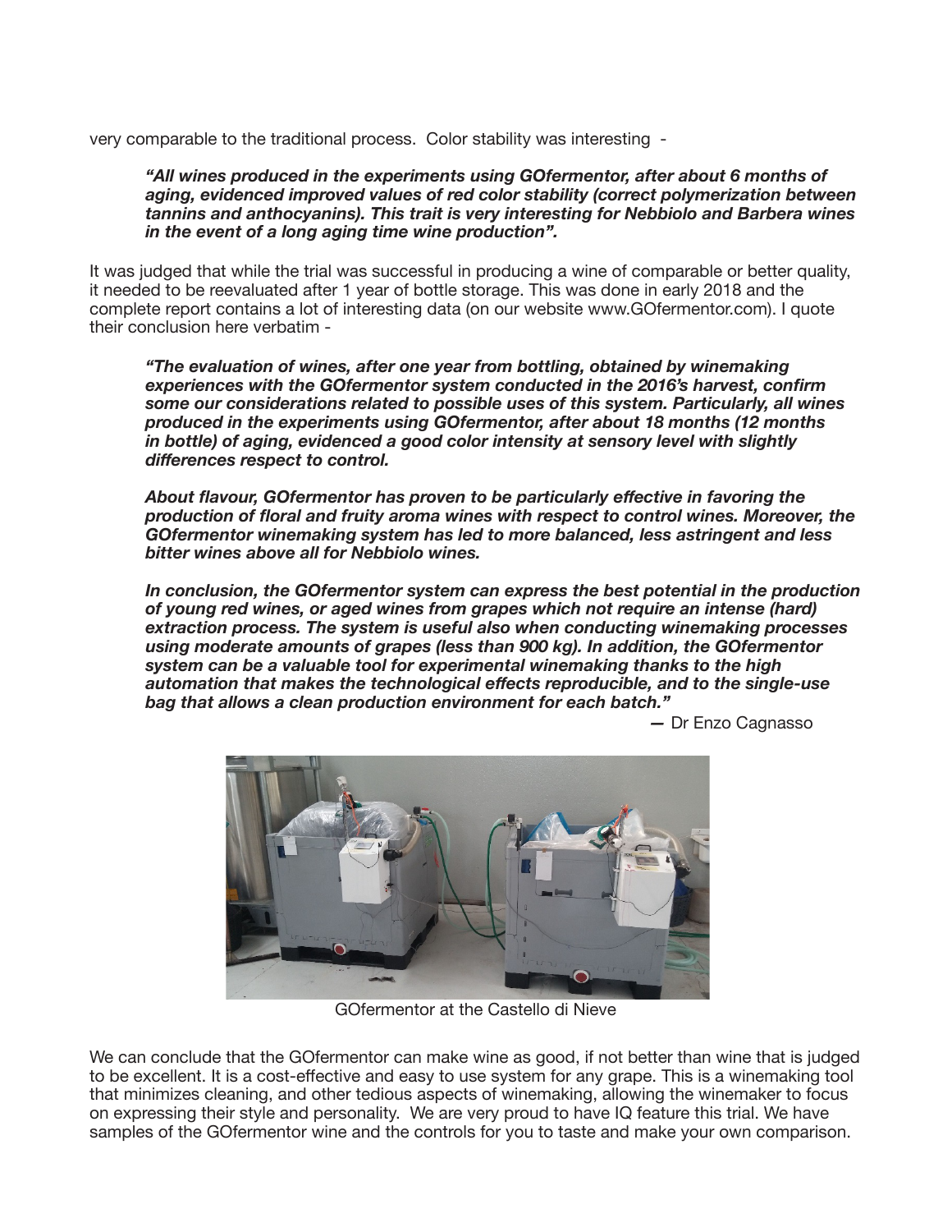very comparable to the traditional process. Color stability was interesting -

> ***"All wines produced in the experiments using GOfermentor, after about 6 months of aging, evidenced improved values of red color stability (correct polymerization between tannins and anthocyanins). This trait is very interesting for Nebbiolo and Barbera wines in the event of a long aging time wine production".***

It was judged that while the trial was successful in producing a wine of comparable or better quality, it needed to be reevaluated after 1 year of bottle storage. This was done in early 2018 and the complete report contains a lot of interesting data (on our website www.GOfermentor.com). I quote their conclusion here verbatim -

> ***"The evaluation of wines, after one year from bottling, obtained by winemaking experiences with the GOfermentor system conducted in the 2016's harvest, confirm some our considerations related to possible uses of this system. Particularly, all wines produced in the experiments using GOfermentor, after about 18 months (12 months in bottle) of aging, evidenced a good color intensity at sensory level with slightly differences respect to control.***
>
> ***About flavour, GOfermentor has proven to be particularly effective in favoring the production of floral and fruity aroma wines with respect to control wines. Moreover, the GOfermentor winemaking system has led to more balanced, less astringent and less bitter wines above all for Nebbiolo wines.***
>
> ***In conclusion, the GOfermentor system can express the best potential in the production of young red wines, or aged wines from grapes which not require an intense (hard) extraction process. The system is useful also when conducting winemaking processes using moderate amounts of grapes (less than 900 kg). In addition, the GOfermentor system can be a valuable tool for experimental winemaking thanks to the high automation that makes the technological effects reproducible, and to the single-use bag that allows a clean production environment for each batch."***

— Dr Enzo Cagnasso

GOfermentor at the Castello di Nieve

We can conclude that the GOfermentor can make wine as good, if not better than wine that is judged to be excellent. It is a cost-effective and easy to use system for any grape. This is a winemaking tool that minimizes cleaning, and other tedious aspects of winemaking, allowing the winemaker to focus on expressing their style and personality. We are very proud to have IQ feature this trial. We have samples of the GOfermentor wine and the controls for you to taste and make your own comparison.